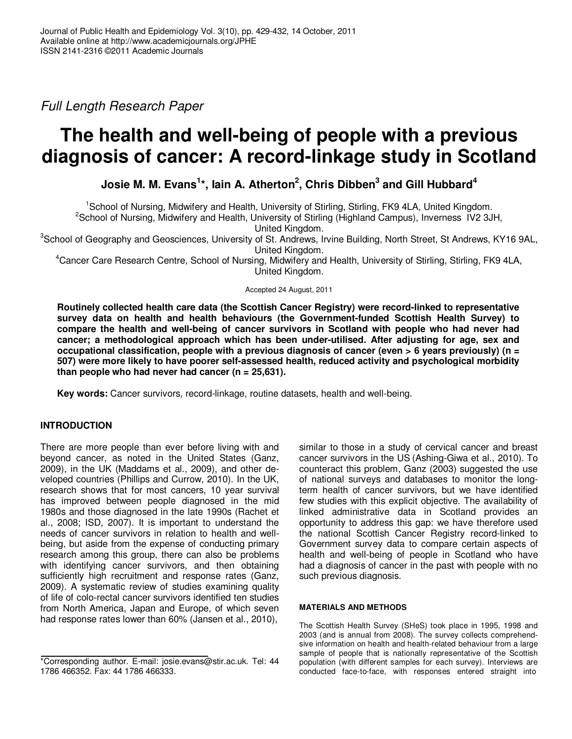*Full Length Research Paper*

# The health and well-being of people with a previous diagnosis of cancer: A record-linkage study in Scotland

**Josie M. M. Evans[1]\*, Iain A. Atherton[2], Chris Dibben[3] and Gill Hubbard[4]**

[1]School of Nursing, Midwifery and Health, University of Stirling, Stirling, FK9 4LA, United Kingdom.
[2]School of Nursing, Midwifery and Health, University of Stirling (Highland Campus), Inverness IV2 3JH, United Kingdom.
[3]School of Geography and Geosciences, University of St. Andrews, Irvine Building, North Street, St Andrews, KY16 9AL, United Kingdom.
[4]Cancer Care Research Centre, School of Nursing, Midwifery and Health, University of Stirling, Stirling, FK9 4LA, United Kingdom.

Accepted 24 August, 2011

**Routinely collected health care data (the Scottish Cancer Registry) were record-linked to representative survey data on health and health behaviours (the Government-funded Scottish Health Survey) to compare the health and well-being of cancer survivors in Scotland with people who had never had cancer; a methodological approach which has been under-utilised. After adjusting for age, sex and occupational classification, people with a previous diagnosis of cancer (even > 6 years previously) (n = 507) were more likely to have poorer self-assessed health, reduced activity and psychological morbidity than people who had never had cancer (n = 25,631).**

**Key words:** Cancer survivors, record-linkage, routine datasets, health and well-being.

## INTRODUCTION

There are more people than ever before living with and beyond cancer, as noted in the United States (Ganz, 2009), in the UK (Maddams et al., 2009), and other developed countries (Phillips and Currow, 2010). In the UK, research shows that for most cancers, 10 year survival has improved between people diagnosed in the mid 1980s and those diagnosed in the late 1990s (Rachet et al., 2008; ISD, 2007). It is important to understand the needs of cancer survivors in relation to health and well-being, but aside from the expense of conducting primary research among this group, there can also be problems with identifying cancer survivors, and then obtaining sufficiently high recruitment and response rates (Ganz, 2009). A systematic review of studies examining quality of life of colo-rectal cancer survivors identified ten studies from North America, Japan and Europe, of which seven had response rates lower than 60% (Jansen et al., 2010), similar to those in a study of cervical cancer and breast cancer survivors in the US (Ashing-Giwa et al., 2010). To counteract this problem, Ganz (2003) suggested the use of national surveys and databases to monitor the long-term health of cancer survivors, but we have identified few studies with this explicit objective. The availability of linked administrative data in Scotland provides an opportunity to address this gap: we have therefore used the national Scottish Cancer Registry record-linked to Government survey data to compare certain aspects of health and well-being of people in Scotland who have had a diagnosis of cancer in the past with people with no such previous diagnosis.

### MATERIALS AND METHODS

The Scottish Health Survey (SHeS) took place in 1995, 1998 and 2003 (and is annual from 2008). The survey collects comprehensive information on health and health-related behaviour from a large sample of people that is nationally representative of the Scottish population (with different samples for each survey). Interviews are conducted face-to-face, with responses entered straight into

\*Corresponding author. E-mail: josie.evans@stir.ac.uk. Tel: 44 1786 466352. Fax: 44 1786 466333.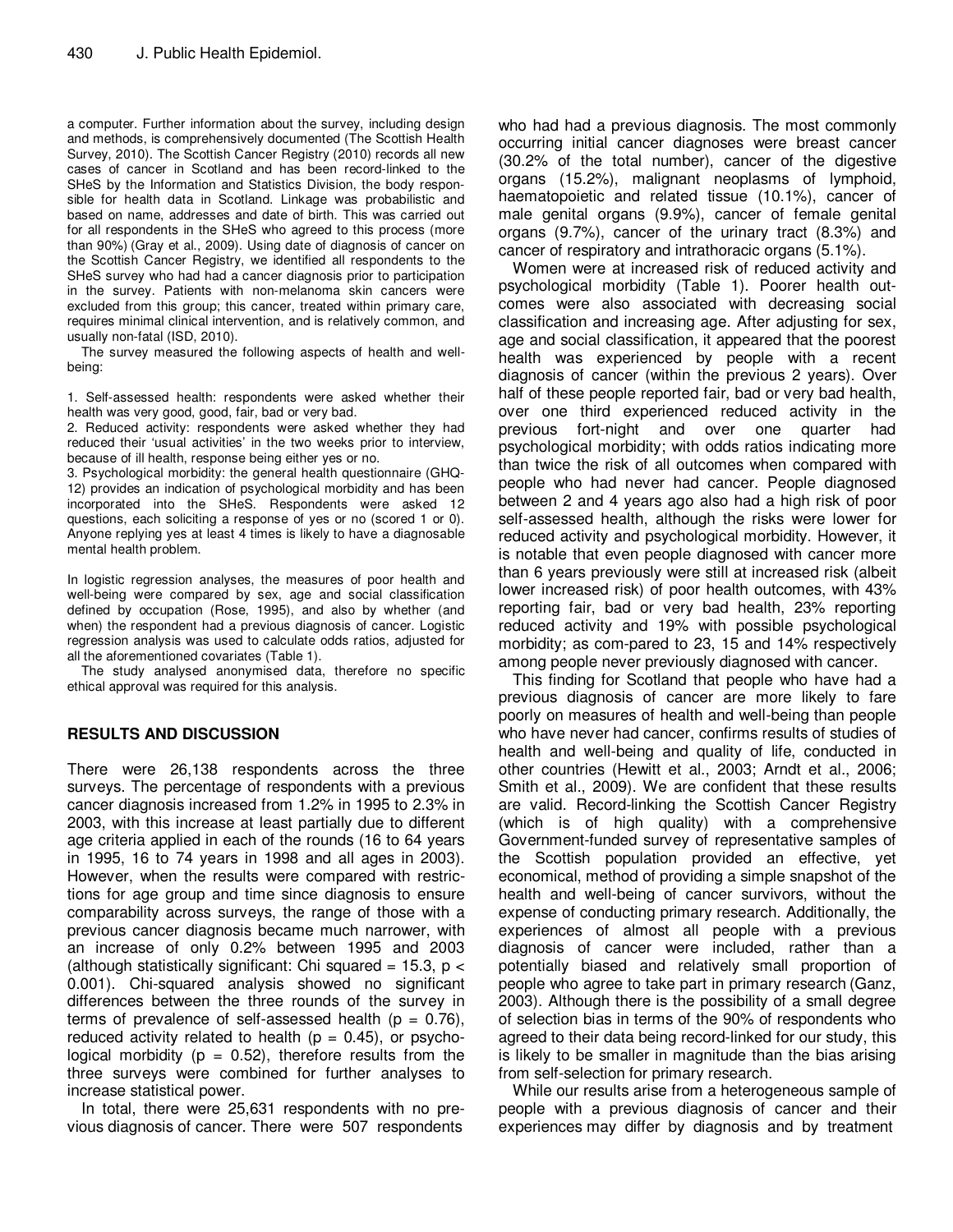a computer. Further information about the survey, including design and methods, is comprehensively documented (The Scottish Health Survey, 2010). The Scottish Cancer Registry (2010) records all new cases of cancer in Scotland and has been record-linked to the SHeS by the Information and Statistics Division, the body responsible for health data in Scotland. Linkage was probabilistic and based on name, addresses and date of birth. This was carried out for all respondents in the SHeS who agreed to this process (more than 90%) (Gray et al., 2009). Using date of diagnosis of cancer on the Scottish Cancer Registry, we identified all respondents to the SHeS survey who had had a cancer diagnosis prior to participation in the survey. Patients with non-melanoma skin cancers were excluded from this group; this cancer, treated within primary care, requires minimal clinical intervention, and is relatively common, and usually non-fatal (ISD, 2010).

The survey measured the following aspects of health and well-being:

1. Self-assessed health: respondents were asked whether their health was very good, good, fair, bad or very bad.
2. Reduced activity: respondents were asked whether they had reduced their 'usual activities' in the two weeks prior to interview, because of ill health, response being either yes or no.
3. Psychological morbidity: the general health questionnaire (GHQ-12) provides an indication of psychological morbidity and has been incorporated into the SHeS. Respondents were asked 12 questions, each soliciting a response of yes or no (scored 1 or 0). Anyone replying yes at least 4 times is likely to have a diagnosable mental health problem.

In logistic regression analyses, the measures of poor health and well-being were compared by sex, age and social classification defined by occupation (Rose, 1995), and also by whether (and when) the respondent had a previous diagnosis of cancer. Logistic regression analysis was used to calculate odds ratios, adjusted for all the aforementioned covariates (Table 1).

The study analysed anonymised data, therefore no specific ethical approval was required for this analysis.

## RESULTS AND DISCUSSION

There were 26,138 respondents across the three surveys. The percentage of respondents with a previous cancer diagnosis increased from 1.2% in 1995 to 2.3% in 2003, with this increase at least partially due to different age criteria applied in each of the rounds (16 to 64 years in 1995, 16 to 74 years in 1998 and all ages in 2003). However, when the results were compared with restrictions for age group and time since diagnosis to ensure comparability across surveys, the range of those with a previous cancer diagnosis became much narrower, with an increase of only 0.2% between 1995 and 2003 (although statistically significant: Chi squared = 15.3, $p < 0.001$). Chi-squared analysis showed no significant differences between the three rounds of the survey in terms of prevalence of self-assessed health ($p = 0.76$), reduced activity related to health ($p = 0.45$), or psychological morbidity ($p = 0.52$), therefore results from the three surveys were combined for further analyses to increase statistical power.

In total, there were 25,631 respondents with no previous diagnosis of cancer. There were 507 respondents who had had a previous diagnosis. The most commonly occurring initial cancer diagnoses were breast cancer (30.2% of the total number), cancer of the digestive organs (15.2%), malignant neoplasms of lymphoid, haematopoietic and related tissue (10.1%), cancer of male genital organs (9.9%), cancer of female genital organs (9.7%), cancer of the urinary tract (8.3%) and cancer of respiratory and intrathoracic organs (5.1%).

Women were at increased risk of reduced activity and psychological morbidity (Table 1). Poorer health outcomes were also associated with decreasing social classification and increasing age. After adjusting for sex, age and social classification, it appeared that the poorest health was experienced by people with a recent diagnosis of cancer (within the previous 2 years). Over half of these people reported fair, bad or very bad health, over one third experienced reduced activity in the previous fort-night and over one quarter had psychological morbidity; with odds ratios indicating more than twice the risk of all outcomes when compared with people who had never had cancer. People diagnosed between 2 and 4 years ago also had a high risk of poor self-assessed health, although the risks were lower for reduced activity and psychological morbidity. However, it is notable that even people diagnosed with cancer more than 6 years previously were still at increased risk (albeit lower increased risk) of poor health outcomes, with 43% reporting fair, bad or very bad health, 23% reporting reduced activity and 19% with possible psychological morbidity; as com-pared to 23, 15 and 14% respectively among people never previously diagnosed with cancer.

This finding for Scotland that people who have had a previous diagnosis of cancer are more likely to fare poorly on measures of health and well-being than people who have never had cancer, confirms results of studies of health and well-being and quality of life, conducted in other countries (Hewitt et al., 2003; Arndt et al., 2006; Smith et al., 2009). We are confident that these results are valid. Record-linking the Scottish Cancer Registry (which is of high quality) with a comprehensive Government-funded survey of representative samples of the Scottish population provided an effective, yet economical, method of providing a simple snapshot of the health and well-being of cancer survivors, without the expense of conducting primary research. Additionally, the experiences of almost all people with a previous diagnosis of cancer were included, rather than a potentially biased and relatively small proportion of people who agree to take part in primary research (Ganz, 2003). Although there is the possibility of a small degree of selection bias in terms of the 90% of respondents who agreed to their data being record-linked for our study, this is likely to be smaller in magnitude than the bias arising from self-selection for primary research.

While our results arise from a heterogeneous sample of people with a previous diagnosis of cancer and their experiences may differ by diagnosis and by treatment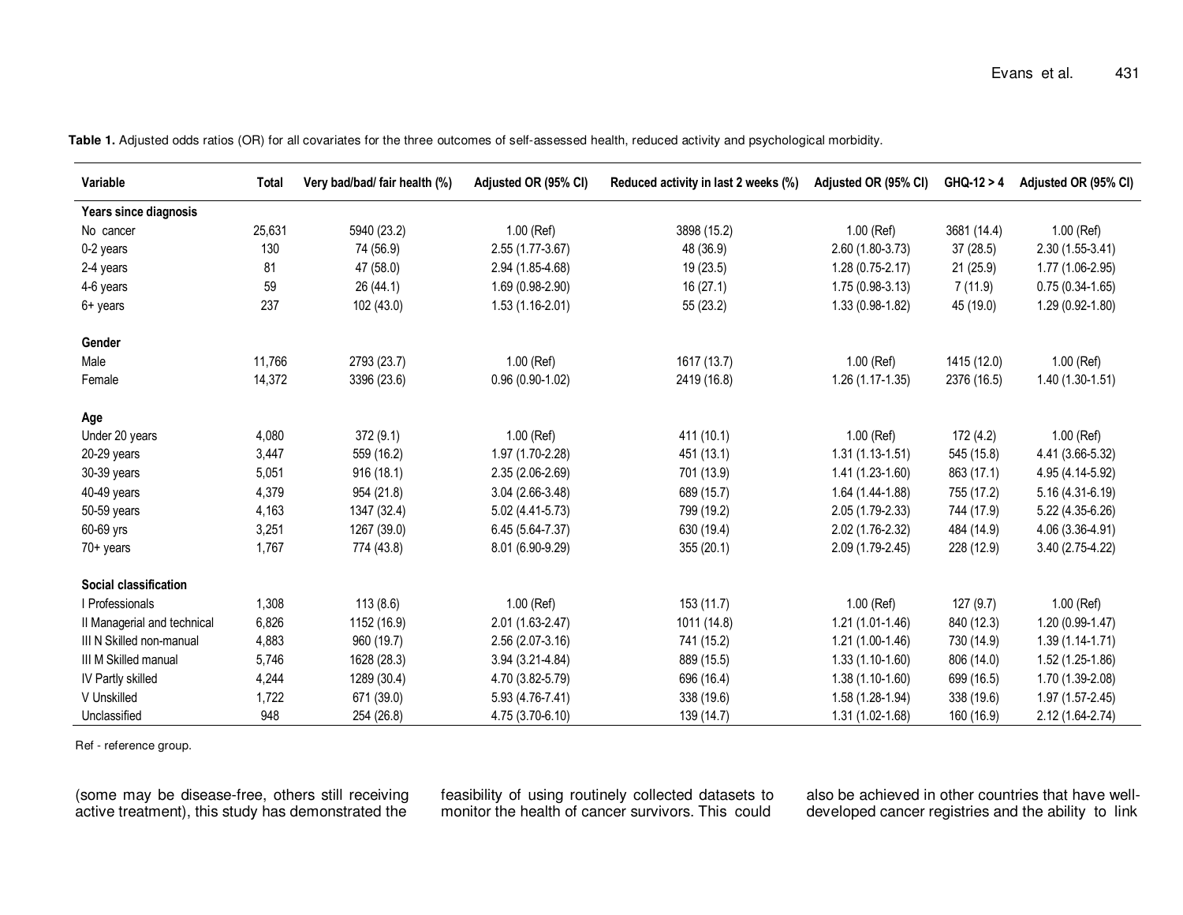**Table 1.** Adjusted odds ratios (OR) for all covariates for the three outcomes of self-assessed health, reduced activity and psychological morbidity.

| Variable | Total | Very bad/bad/ fair health (%) | Adjusted OR (95% CI) | Reduced activity in last 2 weeks (%) | Adjusted OR (95% CI) | GHQ-12 > 4 | Adjusted OR (95% CI) |
|---|---|---|---|---|---|---|---|
| **Years since diagnosis** | | | | | | | |
| No cancer | 25,631 | 5940 (23.2) | 1.00 (Ref) | 3898 (15.2) | 1.00 (Ref) | 3681 (14.4) | 1.00 (Ref) |
| 0-2 years | 130 | 74 (56.9) | 2.55 (1.77-3.67) | 48 (36.9) | 2.60 (1.80-3.73) | 37 (28.5) | 2.30 (1.55-3.41) |
| 2-4 years | 81 | 47 (58.0) | 2.94 (1.85-4.68) | 19 (23.5) | 1.28 (0.75-2.17) | 21 (25.9) | 1.77 (1.06-2.95) |
| 4-6 years | 59 | 26 (44.1) | 1.69 (0.98-2.90) | 16 (27.1) | 1.75 (0.98-3.13) | 7 (11.9) | 0.75 (0.34-1.65) |
| 6+ years | 237 | 102 (43.0) | 1.53 (1.16-2.01) | 55 (23.2) | 1.33 (0.98-1.82) | 45 (19.0) | 1.29 (0.92-1.80) |
| **Gender** | | | | | | | |
| Male | 11,766 | 2793 (23.7) | 1.00 (Ref) | 1617 (13.7) | 1.00 (Ref) | 1415 (12.0) | 1.00 (Ref) |
| Female | 14,372 | 3396 (23.6) | 0.96 (0.90-1.02) | 2419 (16.8) | 1.26 (1.17-1.35) | 2376 (16.5) | 1.40 (1.30-1.51) |
| **Age** | | | | | | | |
| Under 20 years | 4,080 | 372 (9.1) | 1.00 (Ref) | 411 (10.1) | 1.00 (Ref) | 172 (4.2) | 1.00 (Ref) |
| 20-29 years | 3,447 | 559 (16.2) | 1.97 (1.70-2.28) | 451 (13.1) | 1.31 (1.13-1.51) | 545 (15.8) | 4.41 (3.66-5.32) |
| 30-39 years | 5,051 | 916 (18.1) | 2.35 (2.06-2.69) | 701 (13.9) | 1.41 (1.23-1.60) | 863 (17.1) | 4.95 (4.14-5.92) |
| 40-49 years | 4,379 | 954 (21.8) | 3.04 (2.66-3.48) | 689 (15.7) | 1.64 (1.44-1.88) | 755 (17.2) | 5.16 (4.31-6.19) |
| 50-59 years | 4,163 | 1347 (32.4) | 5.02 (4.41-5.73) | 799 (19.2) | 2.05 (1.79-2.33) | 744 (17.9) | 5.22 (4.35-6.26) |
| 60-69 yrs | 3,251 | 1267 (39.0) | 6.45 (5.64-7.37) | 630 (19.4) | 2.02 (1.76-2.32) | 484 (14.9) | 4.06 (3.36-4.91) |
| 70+ years | 1,767 | 774 (43.8) | 8.01 (6.90-9.29) | 355 (20.1) | 2.09 (1.79-2.45) | 228 (12.9) | 3.40 (2.75-4.22) |
| **Social classification** | | | | | | | |
| I Professionals | 1,308 | 113 (8.6) | 1.00 (Ref) | 153 (11.7) | 1.00 (Ref) | 127 (9.7) | 1.00 (Ref) |
| II Managerial and technical | 6,826 | 1152 (16.9) | 2.01 (1.63-2.47) | 1011 (14.8) | 1.21 (1.01-1.46) | 840 (12.3) | 1.20 (0.99-1.47) |
| III N Skilled non-manual | 4,883 | 960 (19.7) | 2.56 (2.07-3.16) | 741 (15.2) | 1.21 (1.00-1.46) | 730 (14.9) | 1.39 (1.14-1.71) |
| III M Skilled manual | 5,746 | 1628 (28.3) | 3.94 (3.21-4.84) | 889 (15.5) | 1.33 (1.10-1.60) | 806 (14.0) | 1.52 (1.25-1.86) |
| IV Partly skilled | 4,244 | 1289 (30.4) | 4.70 (3.82-5.79) | 696 (16.4) | 1.38 (1.10-1.60) | 699 (16.5) | 1.70 (1.39-2.08) |
| V Unskilled | 1,722 | 671 (39.0) | 5.93 (4.76-7.41) | 338 (19.6) | 1.58 (1.28-1.94) | 338 (19.6) | 1.97 (1.57-2.45) |
| Unclassified | 948 | 254 (26.8) | 4.75 (3.70-6.10) | 139 (14.7) | 1.31 (1.02-1.68) | 160 (16.9) | 2.12 (1.64-2.74) |

Ref - reference group.

(some may be disease-free, others still receiving active treatment), this study has demonstrated the feasibility of using routinely collected datasets to monitor the health of cancer survivors. This could also be achieved in other countries that have well-developed cancer registries and the ability to link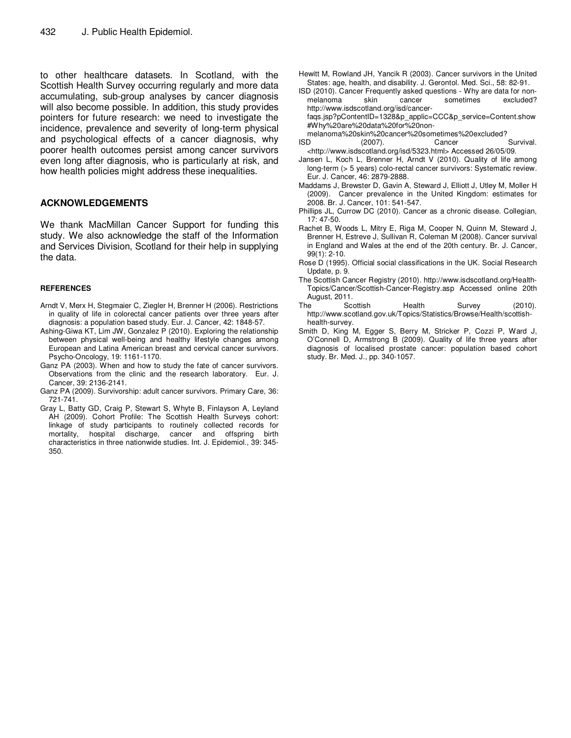to other healthcare datasets. In Scotland, with the Scottish Health Survey occurring regularly and more data accumulating, sub-group analyses by cancer diagnosis will also become possible. In addition, this study provides pointers for future research: we need to investigate the incidence, prevalence and severity of long-term physical and psychological effects of a cancer diagnosis, why poorer health outcomes persist among cancer survivors even long after diagnosis, who is particularly at risk, and how health policies might address these inequalities.

## ACKNOWLEDGEMENTS

We thank MacMillan Cancer Support for funding this study. We also acknowledge the staff of the Information and Services Division, Scotland for their help in supplying the data.

## REFERENCES

Arndt V, Merx H, Stegmaier C, Ziegler H, Brenner H (2006). Restrictions in quality of life in colorectal cancer patients over three years after diagnosis: a population based study. Eur. J. Cancer, 42: 1848-57.

Ashing-Giwa KT, Lim JW, Gonzalez P (2010). Exploring the relationship between physical well-being and healthy lifestyle changes among European and Latina American breast and cervical cancer survivors. Psycho-Oncology, 19: 1161-1170.

Ganz PA (2003). When and how to study the fate of cancer survivors. Observations from the clinic and the research laboratory. Eur. J. Cancer, 39: 2136-2141.

Ganz PA (2009). Survivorship: adult cancer survivors. Primary Care, 36: 721-741.

Gray L, Batty GD, Craig P, Stewart S, Whyte B, Finlayson A, Leyland AH (2009). Cohort Profile: The Scottish Health Surveys cohort: linkage of study participants to routinely collected records for mortality, hospital discharge, cancer and offspring birth characteristics in three nationwide studies. Int. J. Epidemiol., 39: 345-350.

Hewitt M, Rowland JH, Yancik R (2003). Cancer survivors in the United States: age, health, and disability. J. Gerontol. Med. Sci., 58: 82-91.

ISD (2010). Cancer Frequently asked questions - Why are data for non-melanoma skin cancer sometimes excluded? http://www.isdscotland.org/isd/cancer-faqs.jsp?pContentID=1328&p_applic=CCC&p_service=Content.show#Why%20are%20data%20for%20non-melanoma%20skin%20cancer%20sometimes%20excluded?

ISD (2007). Cancer Survival. <http://www.isdscotland.org/isd/5323.html> Accessed 26/05/09.

Jansen L, Koch L, Brenner H, Arndt V (2010). Quality of life among long-term (> 5 years) colo-rectal cancer survivors: Systematic review. Eur. J. Cancer, 46: 2879-2888.

Maddams J, Brewster D, Gavin A, Steward J, Elliott J, Utley M, Moller H (2009). Cancer prevalence in the United Kingdom: estimates for 2008. Br. J. Cancer, 101: 541-547.

Phillips JL, Currow DC (2010). Cancer as a chronic disease. Collegian, 17: 47-50.

Rachet B, Woods L, Mitry E, Riga M, Cooper N, Quinn M, Steward J, Brenner H, Estreve J, Sullivan R, Coleman M (2008). Cancer survival in England and Wales at the end of the 20th century. Br. J. Cancer, 99(1): 2-10.

Rose D (1995). Official social classifications in the UK. Social Research Update, p. 9.

The Scottish Cancer Registry (2010). http://www.isdscotland.org/Health-Topics/Cancer/Scottish-Cancer-Registry.asp Accessed online 20th August, 2011.

The Scottish Health Survey (2010). http://www.scotland.gov.uk/Topics/Statistics/Browse/Health/scottish-health-survey.

Smith D, King M, Egger S, Berry M, Stricker P, Cozzi P, Ward J, O'Connell D, Armstrong B (2009). Quality of life three years after diagnosis of localised prostate cancer: population based cohort study. Br. Med. J., pp. 340-1057.